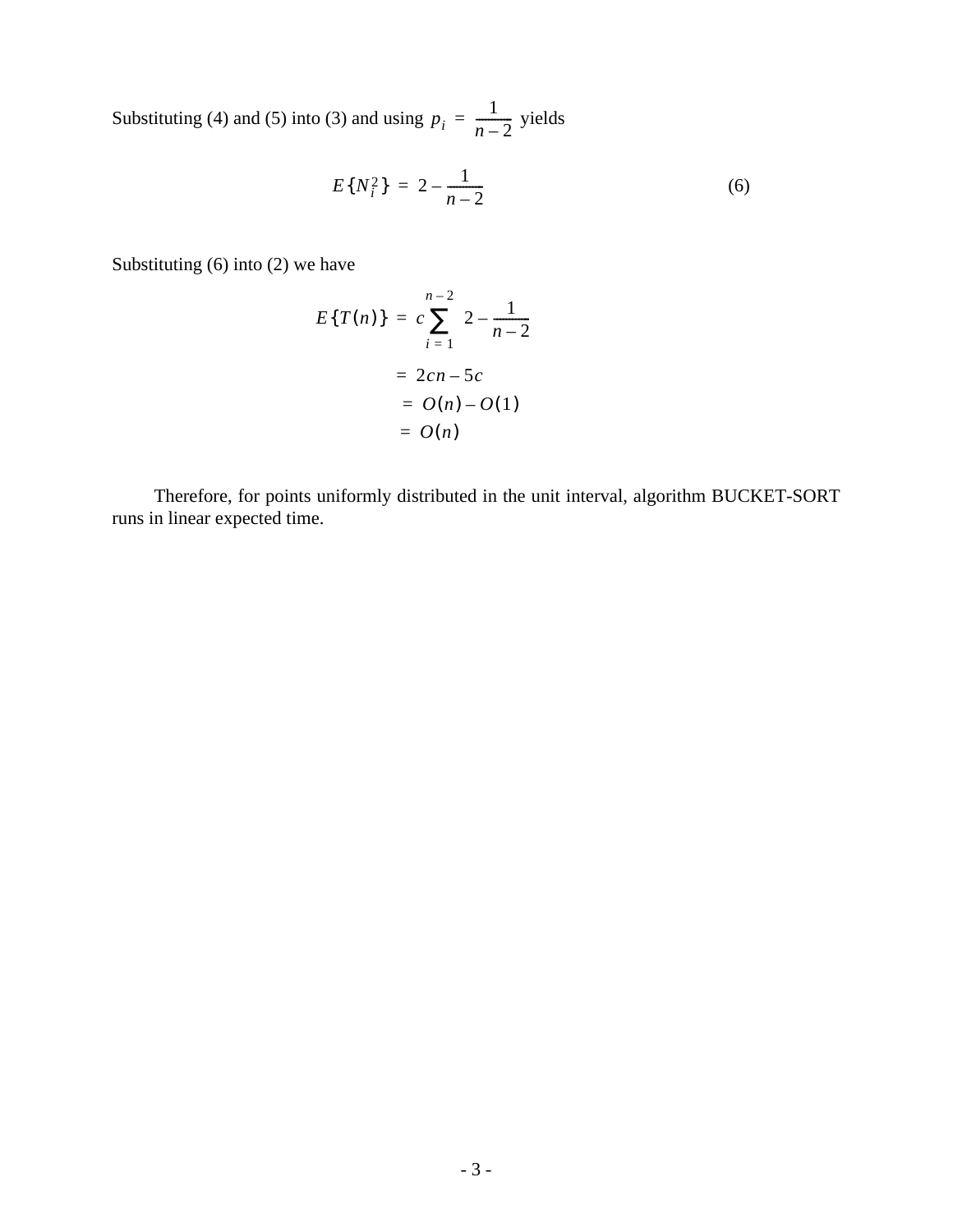Substituting (4) and (5) into (3) and using $p_i = \frac{1}{n-2}$ yields

$$E\{N_i^2\} = 2 - \frac{1}{n-2} \tag{6}$$

Substituting (6) into (2) we have

$$\begin{aligned}
E\{T(n)\} &= c\sum_{i=1}^{n-2} 2 - \frac{1}{n-2} \\
&= 2cn - 5c \\
&= O(n) - O(1) \\
&= O(n)
\end{aligned}$$

Therefore, for points uniformly distributed in the unit interval, algorithm BUCKET-SORT runs in linear expected time.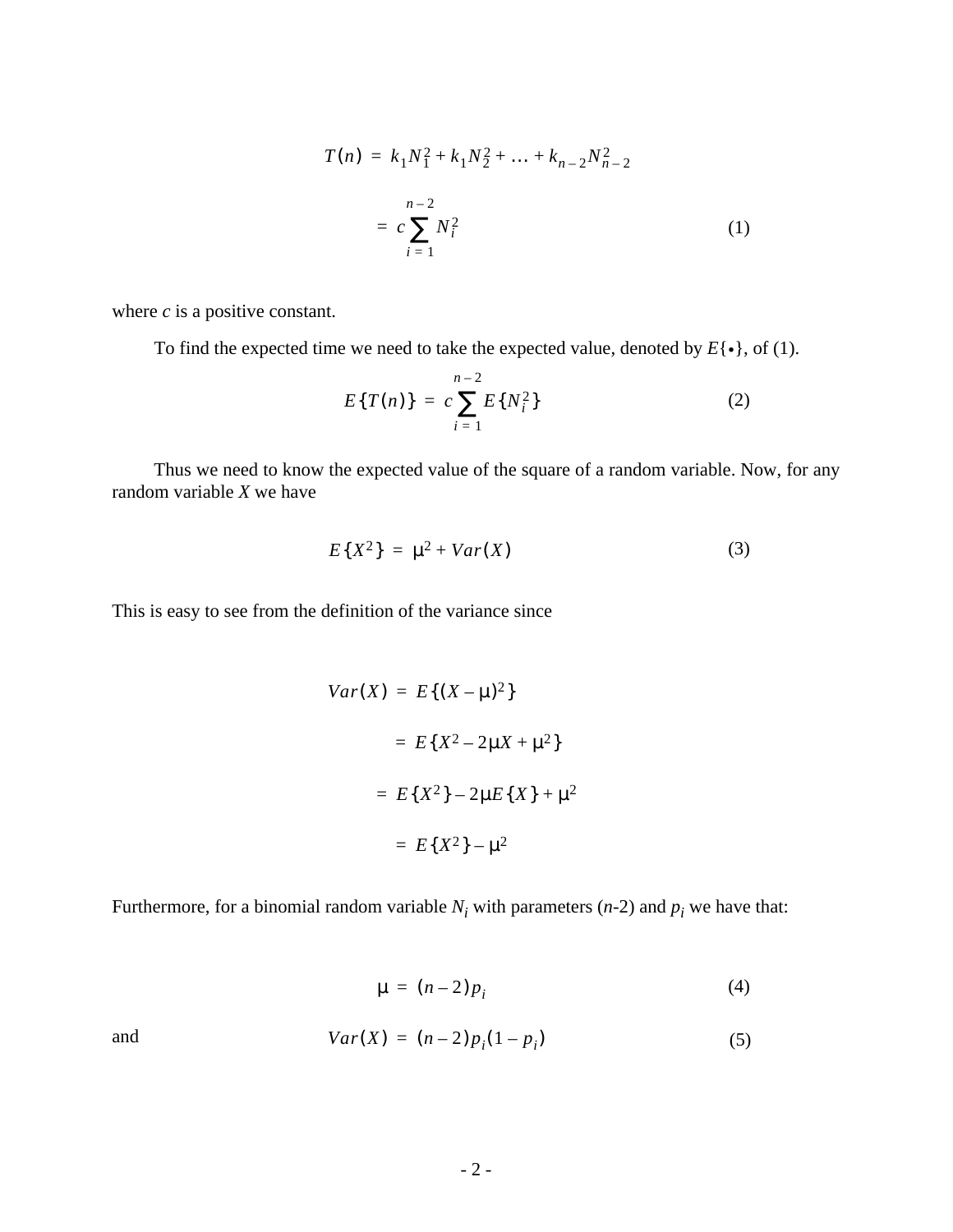$$
\begin{aligned}
T(n) &= k_1 N_1^2 + k_1 N_2^2 + \ldots + k_{n-2} N_{n-2}^2 \\
&= c \sum_{i=1}^{n-2} N_i^2 \qquad (1)
\end{aligned}
$$

where $c$ is a positive constant.

To find the expected time we need to take the expected value, denoted by $E\{\bullet\}$, of (1).

$$
E\{T(n)\} = c \sum_{i=1}^{n-2} E\{N_i^2\} \qquad (2)
$$

Thus we need to know the expected value of the square of a random variable. Now, for any random variable $X$ we have

$$
E\{X^2\} = \mu^2 + Var(X) \qquad (3)
$$

This is easy to see from the definition of the variance since

$$
\begin{aligned}
Var(X) &= E\{(X - \mu)^2\} \\
&= E\{X^2 - 2\mu X + \mu^2\} \\
&= E\{X^2\} - 2\mu E\{X\} + \mu^2 \\
&= E\{X^2\} - \mu^2
\end{aligned}
$$

Furthermore, for a binomial random variable $N_i$ with parameters ($n$-2) and $p_i$ we have that:

$$
\mu = (n-2)p_i \qquad (4)
$$

and

$$
Var(X) = (n-2)p_i(1-p_i) \qquad (5)
$$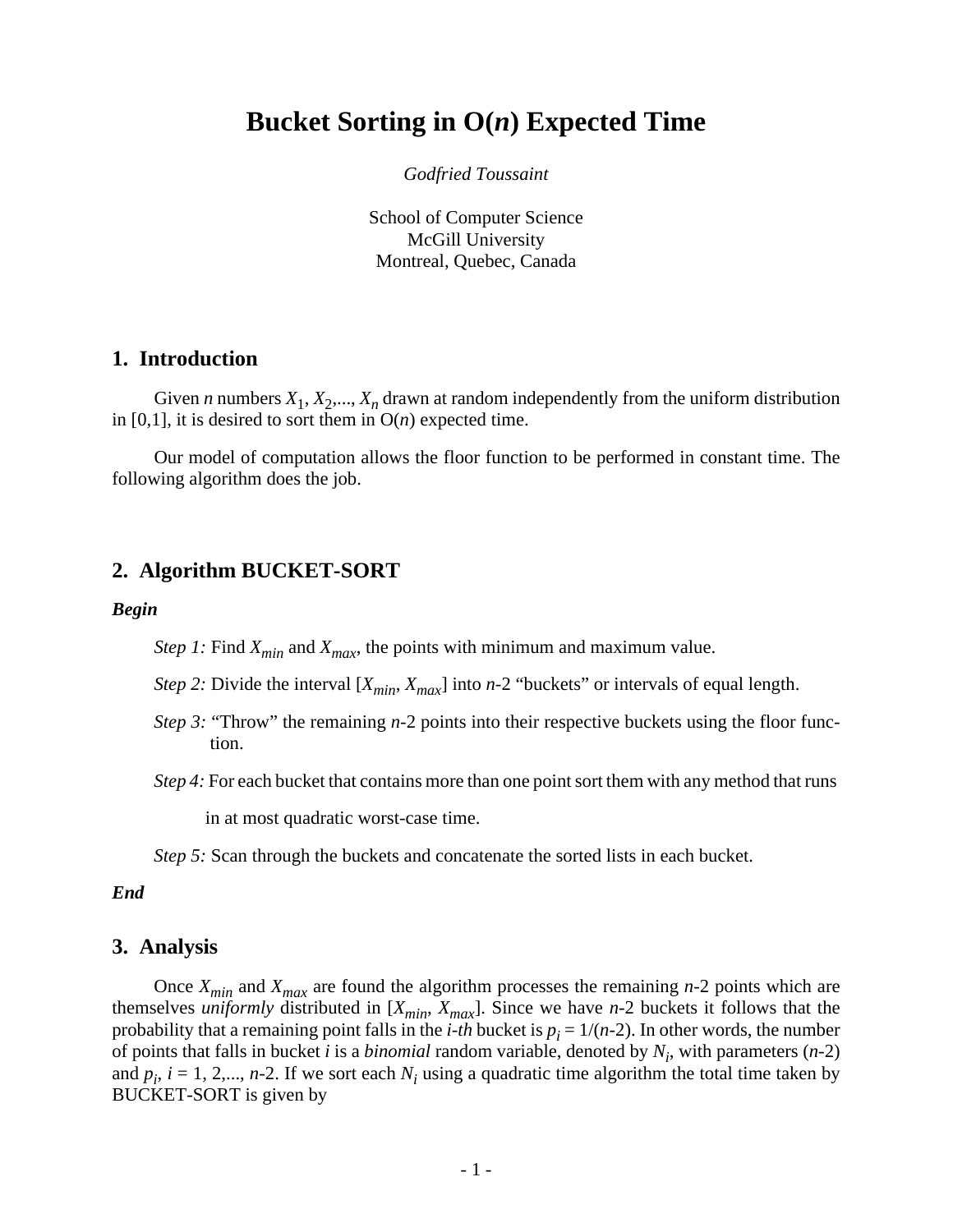# Bucket Sorting in O($n$) Expected Time

*Godfried Toussaint*

School of Computer Science
McGill University
Montreal, Quebec, Canada

## 1. Introduction

Given $n$ numbers $X_1, X_2, ..., X_n$ drawn at random independently from the uniform distribution in [0,1], it is desired to sort them in O($n$) expected time.

Our model of computation allows the floor function to be performed in constant time. The following algorithm does the job.

## 2. Algorithm BUCKET-SORT

***Begin***

*Step 1:* Find $X_{min}$ and $X_{max}$, the points with minimum and maximum value.

*Step 2:* Divide the interval $[X_{min}, X_{max}]$ into $n$-2 "buckets" or intervals of equal length.

*Step 3:* "Throw" the remaining $n$-2 points into their respective buckets using the floor function.

*Step 4:* For each bucket that contains more than one point sort them with any method that runs in at most quadratic worst-case time.

*Step 5:* Scan through the buckets and concatenate the sorted lists in each bucket.

***End***

## 3. Analysis

Once $X_{min}$ and $X_{max}$ are found the algorithm processes the remaining $n$-2 points which are themselves *uniformly* distributed in $[X_{min}, X_{max}]$. Since we have $n$-2 buckets it follows that the probability that a remaining point falls in the *i-th* bucket is $p_i = 1/(n-2)$. In other words, the number of points that falls in bucket $i$ is a *binomial* random variable, denoted by $N_i$, with parameters ($n$-2) and $p_i$, $i$ = 1, 2,..., $n$-2. If we sort each $N_i$ using a quadratic time algorithm the total time taken by BUCKET-SORT is given by